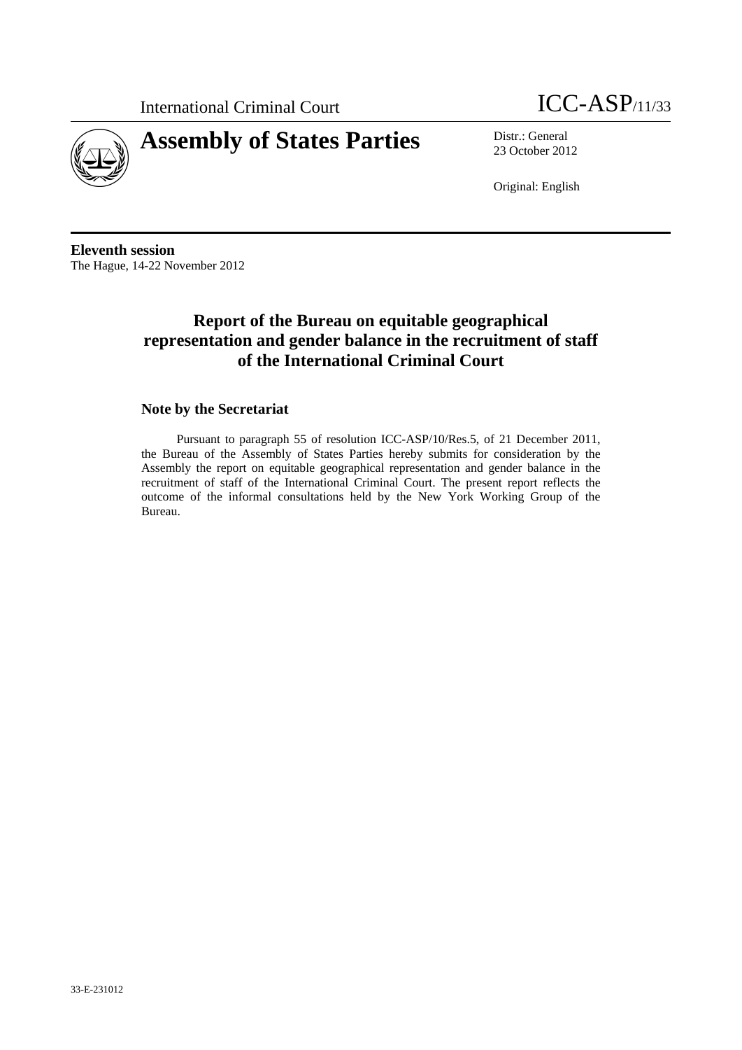International Criminal Court

ICC-ASP/11/33

# Assembly of States Parties

Distr.: General
23 October 2012

Original: English

**Eleventh session**
The Hague, 14-22 November 2012

## Report of the Bureau on equitable geographical representation and gender balance in the recruitment of staff of the International Criminal Court

### Note by the Secretariat

Pursuant to paragraph 55 of resolution ICC-ASP/10/Res.5, of 21 December 2011, the Bureau of the Assembly of States Parties hereby submits for consideration by the Assembly the report on equitable geographical representation and gender balance in the recruitment of staff of the International Criminal Court. The present report reflects the outcome of the informal consultations held by the New York Working Group of the Bureau.

33-E-231012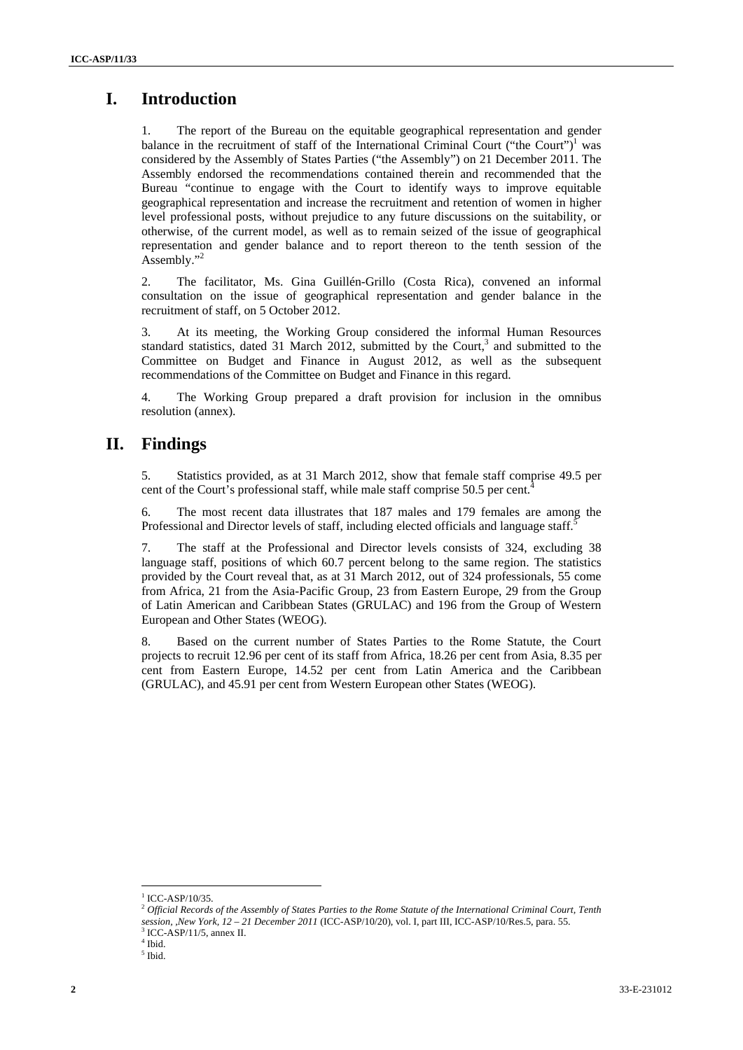# I. Introduction

1. The report of the Bureau on the equitable geographical representation and gender balance in the recruitment of staff of the International Criminal Court ("the Court")[1] was considered by the Assembly of States Parties ("the Assembly") on 21 December 2011. The Assembly endorsed the recommendations contained therein and recommended that the Bureau "continue to engage with the Court to identify ways to improve equitable geographical representation and increase the recruitment and retention of women in higher level professional posts, without prejudice to any future discussions on the suitability, or otherwise, of the current model, as well as to remain seized of the issue of geographical representation and gender balance and to report thereon to the tenth session of the Assembly."[2]

2. The facilitator, Ms. Gina Guillén-Grillo (Costa Rica), convened an informal consultation on the issue of geographical representation and gender balance in the recruitment of staff, on 5 October 2012.

3. At its meeting, the Working Group considered the informal Human Resources standard statistics, dated 31 March 2012, submitted by the Court,[3] and submitted to the Committee on Budget and Finance in August 2012, as well as the subsequent recommendations of the Committee on Budget and Finance in this regard.

4. The Working Group prepared a draft provision for inclusion in the omnibus resolution (annex).

# II. Findings

5. Statistics provided, as at 31 March 2012, show that female staff comprise 49.5 per cent of the Court's professional staff, while male staff comprise 50.5 per cent.[4]

6. The most recent data illustrates that 187 males and 179 females are among the Professional and Director levels of staff, including elected officials and language staff.[5]

7. The staff at the Professional and Director levels consists of 324, excluding 38 language staff, positions of which 60.7 percent belong to the same region. The statistics provided by the Court reveal that, as at 31 March 2012, out of 324 professionals, 55 come from Africa, 21 from the Asia-Pacific Group, 23 from Eastern Europe, 29 from the Group of Latin American and Caribbean States (GRULAC) and 196 from the Group of Western European and Other States (WEOG).

8. Based on the current number of States Parties to the Rome Statute, the Court projects to recruit 12.96 per cent of its staff from Africa, 18.26 per cent from Asia, 8.35 per cent from Eastern Europe, 14.52 per cent from Latin America and the Caribbean (GRULAC), and 45.91 per cent from Western European other States (WEOG).

---

[1] ICC-ASP/10/35.

[2] *Official Records of the Assembly of States Parties to the Rome Statute of the International Criminal Court, Tenth session, ,New York, 12 – 21 December 2011* (ICC-ASP/10/20), vol. I, part III, ICC-ASP/10/Res.5, para. 55.

[3] ICC-ASP/11/5, annex II.

[4] Ibid.

[5] Ibid.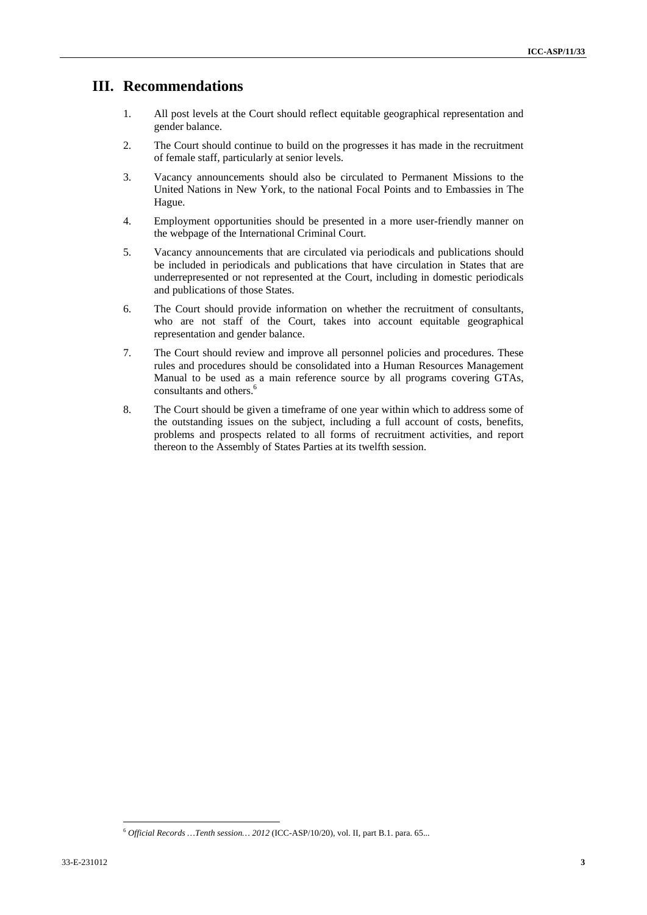# III. Recommendations

1. All post levels at the Court should reflect equitable geographical representation and gender balance.

2. The Court should continue to build on the progresses it has made in the recruitment of female staff, particularly at senior levels.

3. Vacancy announcements should also be circulated to Permanent Missions to the United Nations in New York, to the national Focal Points and to Embassies in The Hague.

4. Employment opportunities should be presented in a more user-friendly manner on the webpage of the International Criminal Court.

5. Vacancy announcements that are circulated via periodicals and publications should be included in periodicals and publications that have circulation in States that are underrepresented or not represented at the Court, including in domestic periodicals and publications of those States.

6. The Court should provide information on whether the recruitment of consultants, who are not staff of the Court, takes into account equitable geographical representation and gender balance.

7. The Court should review and improve all personnel policies and procedures. These rules and procedures should be consolidated into a Human Resources Management Manual to be used as a main reference source by all programs covering GTAs, consultants and others.[6]

8. The Court should be given a timeframe of one year within which to address some of the outstanding issues on the subject, including a full account of costs, benefits, problems and prospects related to all forms of recruitment activities, and report thereon to the Assembly of States Parties at its twelfth session.

---

[6] *Official Records …Tenth session… 2012* (ICC-ASP/10/20), vol. II, part B.1. para. 65...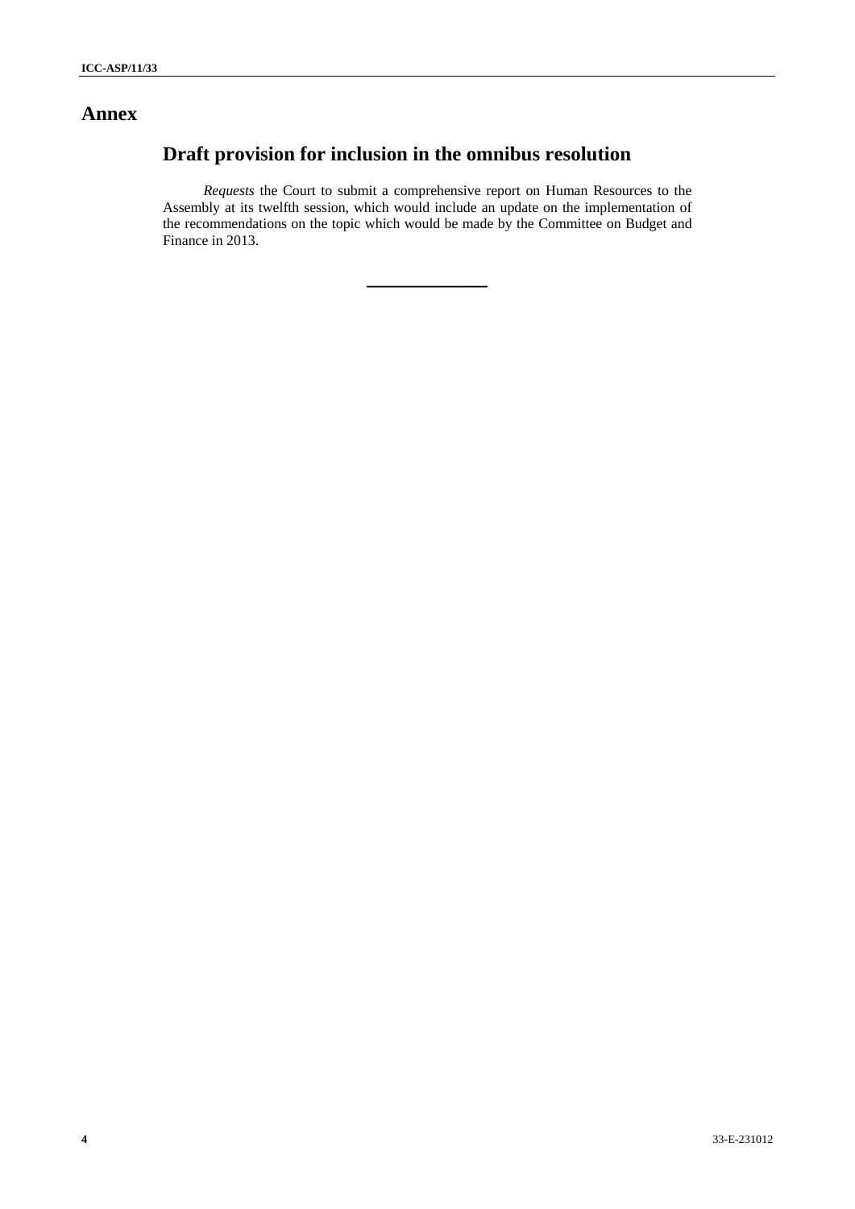# Annex

## Draft provision for inclusion in the omnibus resolution

*Requests* the Court to submit a comprehensive report on Human Resources to the Assembly at its twelfth session, which would include an update on the implementation of the recommendations on the topic which would be made by the Committee on Budget and Finance in 2013.